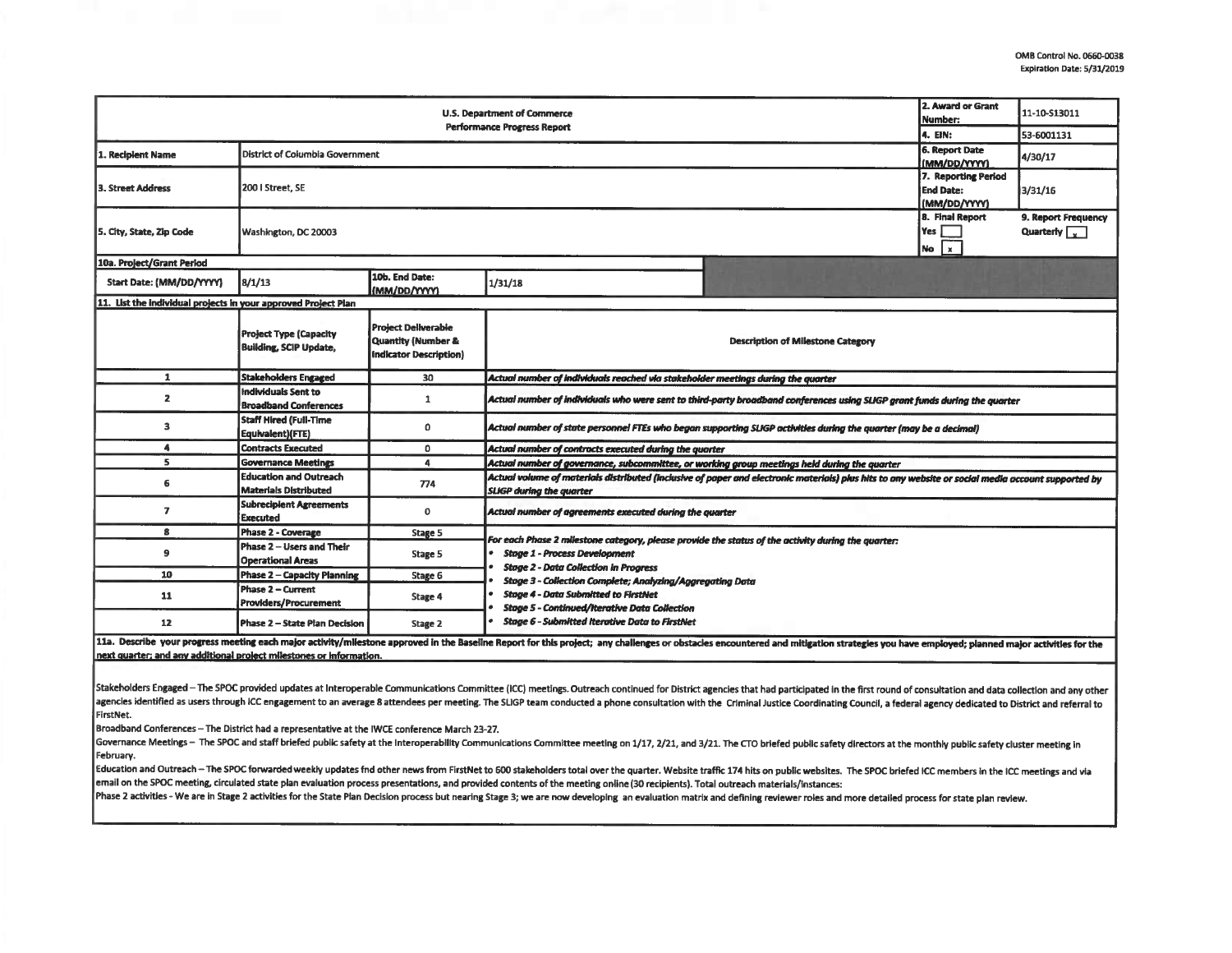OMB Control No. 0660-0038
Expiration Date: 5/31/2019

| U.S. Department of Commerce Performance Progress Report | | | | 2. Award or Grant Number: | 11-10-S13011 |
|---|---|---|---|---|---|
| | | | | 4. EIN: | 53-6001131 |
| 1. Recipient Name | District of Columbia Government | | | 6. Report Date (MM/DD/YYYY) | 4/30/17 |
| 3. Street Address | 200 I Street, SE | | | 7. Reporting Period End Date: (MM/DD/YYYY) | 3/31/16 |
| 5. City, State, Zip Code | Washington, DC 20003 | | | 8. Final Report Yes [ ] No [x] | 9. Report Frequency Quarterly [x] |
| 10a. Project/Grant Period | | | | | |
| Start Date: (MM/DD/YYYY) | 8/1/13 | 10b. End Date: (MM/DD/YYYY) | 1/31/18 | | |

**11. List the individual projects in your approved Project Plan**

| | Project Type (Capacity Building, SCIP Update, | Project Deliverable Quantity (Number & Indicator Description) | Description of Milestone Category |
|---|---|---|---|
| 1 | Stakeholders Engaged | 30 | *Actual number of individuals reached via stakeholder meetings during the quarter* |
| 2 | Individuals Sent to Broadband Conferences | 1 | *Actual number of individuals who were sent to third-party broadband conferences using SLIGP grant funds during the quarter* |
| 3 | Staff Hired (Full-Time Equivalent)(FTE) | 0 | *Actual number of state personnel FTEs who began supporting SLIGP activities during the quarter (may be a decimal)* |
| 4 | Contracts Executed | 0 | *Actual number of contracts executed during the quarter* |
| 5 | Governance Meetings | 4 | *Actual number of governance, subcommittee, or working group meetings held during the quarter* |
| 6 | Education and Outreach Materials Distributed | 774 | *Actual volume of materials distributed (inclusive of paper and electronic materials) plus hits to any website or social media account supported by SLIGP during the quarter* |
| 7 | Subrecipient Agreements Executed | 0 | *Actual number of agreements executed during the quarter* |
| 8 | Phase 2 - Coverage | Stage 5 | *For each Phase 2 milestone category, please provide the status of the activity during the quarter:* <br> • *Stage 1 - Process Development* <br> • *Stage 2 - Data Collection in Progress* <br> • *Stage 3 - Collection Complete; Analyzing/Aggregating Data* <br> • *Stage 4 - Data Submitted to FirstNet* <br> • *Stage 5 - Continued/Iterative Data Collection* <br> • *Stage 6 - Submitted Iterative Data to FirstNet* |
| 9 | Phase 2 – Users and Their Operational Areas | Stage 5 | |
| 10 | Phase 2 – Capacity Planning | Stage 6 | |
| 11 | Phase 2 – Current Providers/Procurement | Stage 4 | |
| 12 | Phase 2 – State Plan Decision | Stage 2 | |

**11a. Describe your progress meeting each major activity/milestone approved in the Baseline Report for this project; any challenges or obstacles encountered and mitigation strategies you have employed; planned major activities for the next quarter; and any additional project milestones or information.**

Stakeholders Engaged – The SPOC provided updates at Interoperable Communications Committee (ICC) meetings. Outreach continued for District agencies that had participated in the first round of consultation and data collection and any other agencies identified as users through ICC engagement to an average 8 attendees per meeting. The SLIGP team conducted a phone consultation with the Criminal Justice Coordinating Council, a federal agency dedicated to District and referral to FirstNet.

Broadband Conferences – The District had a representative at the IWCE conference March 23-27.

Governance Meetings – The SPOC and staff briefed public safety at the Interoperability Communications Committee meeting on 1/17, 2/21, and 3/21. The CTO briefed public safety directors at the monthly public safety cluster meeting in February.

Education and Outreach – The SPOC forwarded weekly updates fnd other news from FirstNet to 600 stakeholders total over the quarter. Website traffic 174 hits on public websites. The SPOC briefed ICC members in the ICC meetings and via email on the SPOC meeting, circulated state plan evaluation process presentations, and provided contents of the meeting online (30 recipients). Total outreach materials/instances:

Phase 2 activities - We are in Stage 2 activities for the State Plan Decision process but nearing Stage 3; we are now developing an evaluation matrix and defining reviewer roles and more detailed process for state plan review.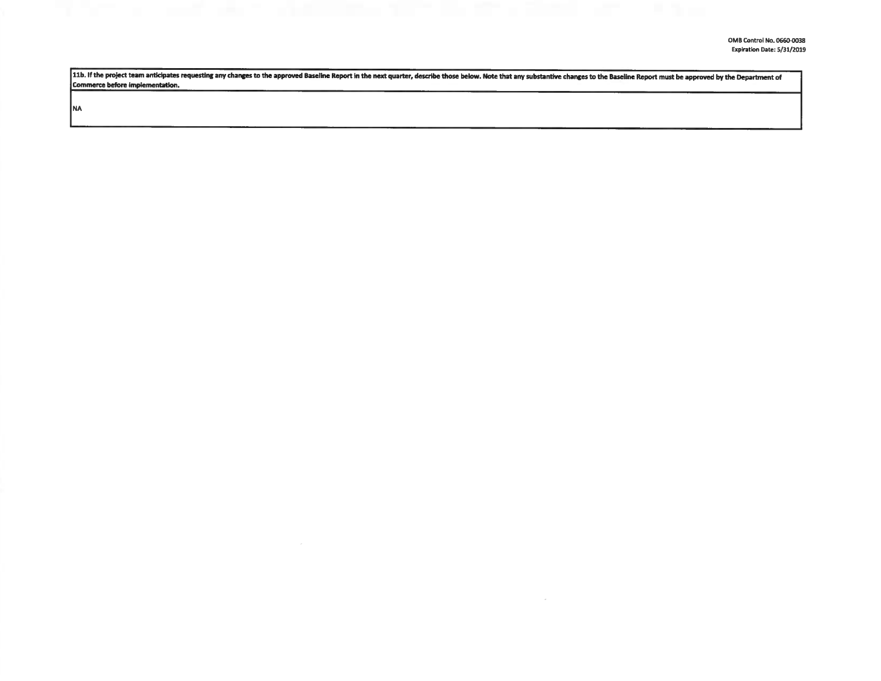| 11b. If the project team anticipates requesting any changes to the approved Baseline Report in the next quarter, describe those below. Note that any substantive changes to the Baseline Report must be approved by the Department of Commerce before implementation. |
| --- |
| NA |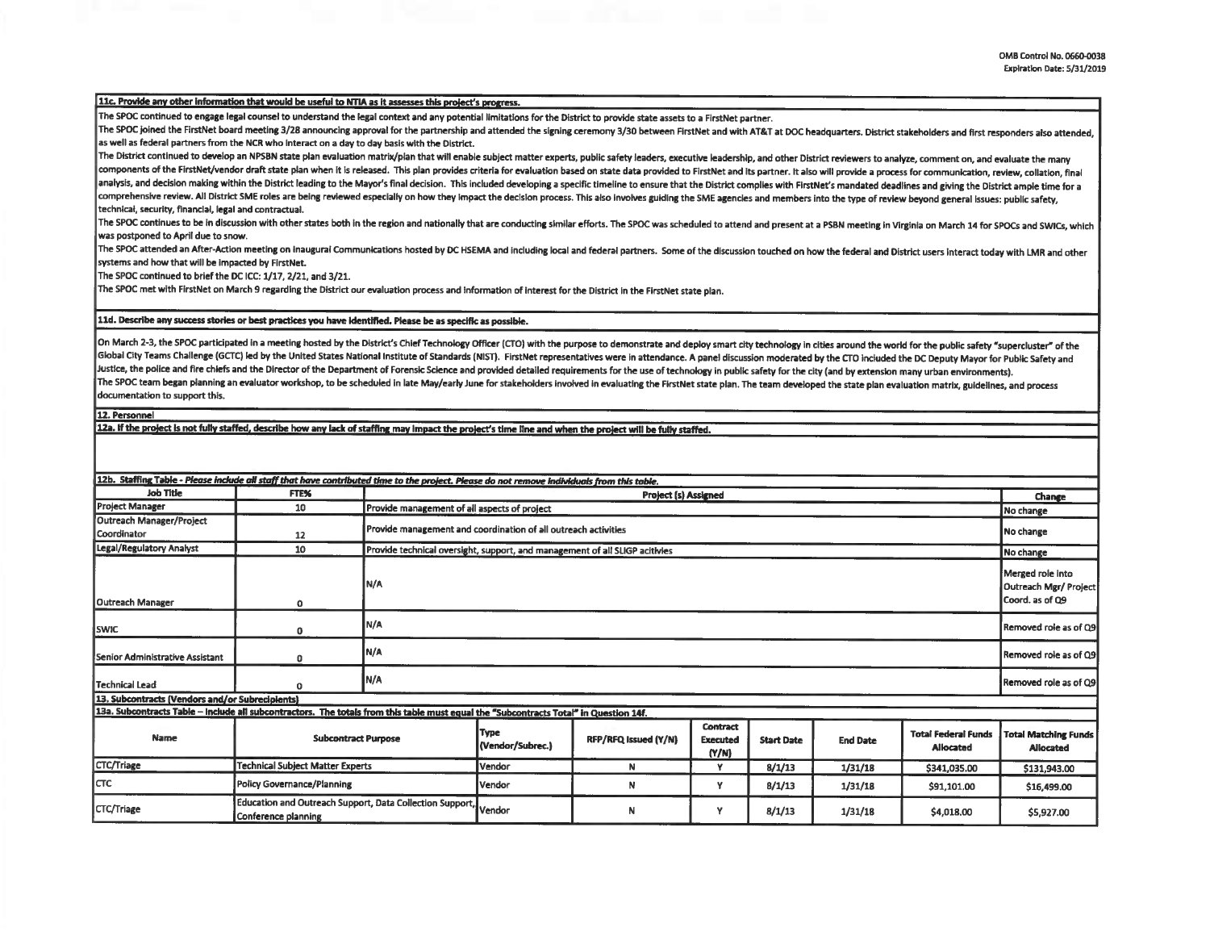**11c. Provide any other information that would be useful to NTIA as it assesses this project's progress.**

The SPOC continued to engage legal counsel to understand the legal context and any potential limitations for the District to provide state assets to a FirstNet partner.

The SPOC joined the FirstNet board meeting 3/28 announcing approval for the partnership and attended the signing ceremony 3/30 between FirstNet and with AT&T at DOC headquarters. District stakeholders and first responders also attended, as well as federal partners from the NCR who interact on a day to day basis with the District.

The District continued to develop an NPSBN state plan evaluation matrix/plan that will enable subject matter experts, public safety leaders, executive leadership, and other District reviewers to analyze, comment on, and evaluate the many components of the FirstNet/vendor draft state plan when it is released. This plan provides criteria for evaluation based on state data provided to FirstNet and its partner. It also will provide a process for communication, review, collation, final analysis, and decision making within the District leading to the Mayor's final decision. This included developing a specific timeline to ensure that the District complies with FirstNet's mandated deadlines and giving the District ample time for a comprehensive review. All District SME roles are being reviewed especially on how they impact the decision process. This also involves guiding the SME agencies and members into the type of review beyond general issues: public safety, technical, security, financial, legal and contractual.

The SPOC continues to be in discussion with other states both in the region and nationally that are conducting similar efforts. The SPOC was scheduled to attend and present at a PSBN meeting in Virginia on March 14 for SPOCs and SWICs, which was postponed to April due to snow.

The SPOC attended an After-Action meeting on Inaugural Communications hosted by DC HSEMA and including local and federal partners. Some of the discussion touched on how the federal and District users interact today with LMR and other systems and how that will be impacted by FirstNet.

The SPOC continued to brief the DC ICC: 1/17, 2/21, and 3/21.

The SPOC met with FirstNet on March 9 regarding the District our evaluation process and information of interest for the District in the FirstNet state plan.

**11d. Describe any success stories or best practices you have identified. Please be as specific as possible.**

On March 2-3, the SPOC participated in a meeting hosted by the District's Chief Technology Officer (CTO) with the purpose to demonstrate and deploy smart city technology in cities around the world for the public safety "supercluster" of the Global City Teams Challenge (GCTC) led by the United States National Institute of Standards (NIST). FirstNet representatives were in attendance. A panel discussion moderated by the CTO included the DC Deputy Mayor for Public Safety and Justice, the police and fire chiefs and the Director of the Department of Forensic Science and provided detailed requirements for the use of technology in public safety for the city (and by extension many urban environments).

The SPOC team began planning an evaluator workshop, to be scheduled in late May/early June for stakeholders involved in evaluating the FirstNet state plan. The team developed the state plan evaluation matrix, guidelines, and process documentation to support this.

**12. Personnel**

**12a. If the project is not fully staffed, describe how any lack of staffing may impact the project's time line and when the project will be fully staffed.**

**12b. Staffing Table - *Please include all staff that have contributed time to the project. Please do not remove individuals from this table.***

| Job Title | FTE% | Project (s) Assigned | Change |
|---|---|---|---|
| Project Manager | 10 | Provide management of all aspects of project | No change |
| Outreach Manager/Project Coordinator | 12 | Provide management and coordination of all outreach activities | No change |
| Legal/Regulatory Analyst | 10 | Provide technical oversight, support, and management of all SLIGP acitivies | No change |
| Outreach Manager | 0 | N/A | Merged role into Outreach Mgr/ Project Coord. as of Q9 |
| SWIC | 0 | N/A | Removed role as of Q9 |
| Senior Administrative Assistant | 0 | N/A | Removed role as of Q9 |
| Technical Lead | 0 | N/A | Removed role as of Q9 |

**13. Subcontracts (Vendors and/or Subrecipients)**

**13a. Subcontracts Table – Include all subcontractors. The totals from this table must equal the "Subcontracts Total" in Question 14f.**

| Name | Subcontract Purpose | Type (Vendor/Subrec.) | RFP/RFQ Issued (Y/N) | Contract Executed (Y/N) | Start Date | End Date | Total Federal Funds Allocated | Total Matching Funds Allocated |
|---|---|---|---|---|---|---|---|---|
| CTC/Triage | Technical Subject Matter Experts | Vendor | N | Y | 8/1/13 | 1/31/18 | $341,035.00 | $131,943.00 |
| CTC | Policy Governance/Planning | Vendor | N | Y | 8/1/13 | 1/31/18 | $91,101.00 | $16,499.00 |
| CTC/Triage | Education and Outreach Support, Data Collection Support, Conference planning | Vendor | N | Y | 8/1/13 | 1/31/18 | $4,018.00 | $5,927.00 |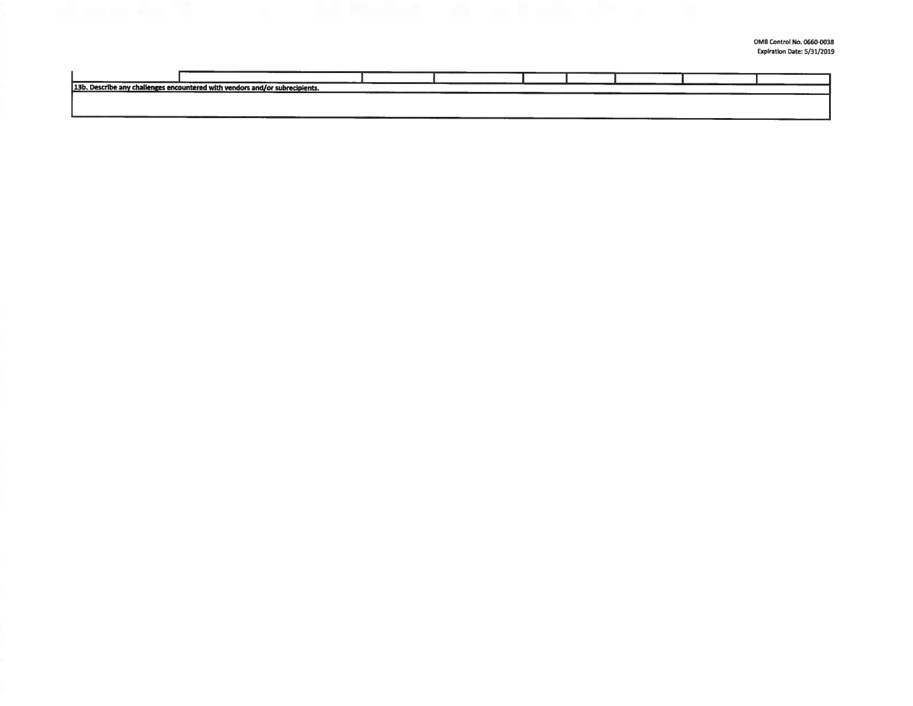|  |  |  |  |  |  |  |  |  |
|---|---|---|---|---|---|---|---|---|
|  |  |  |  |  |  |  |  |  |

| 13b. Describe any challenges encountered with vendors and/or subrecipients. |
|---|
|  |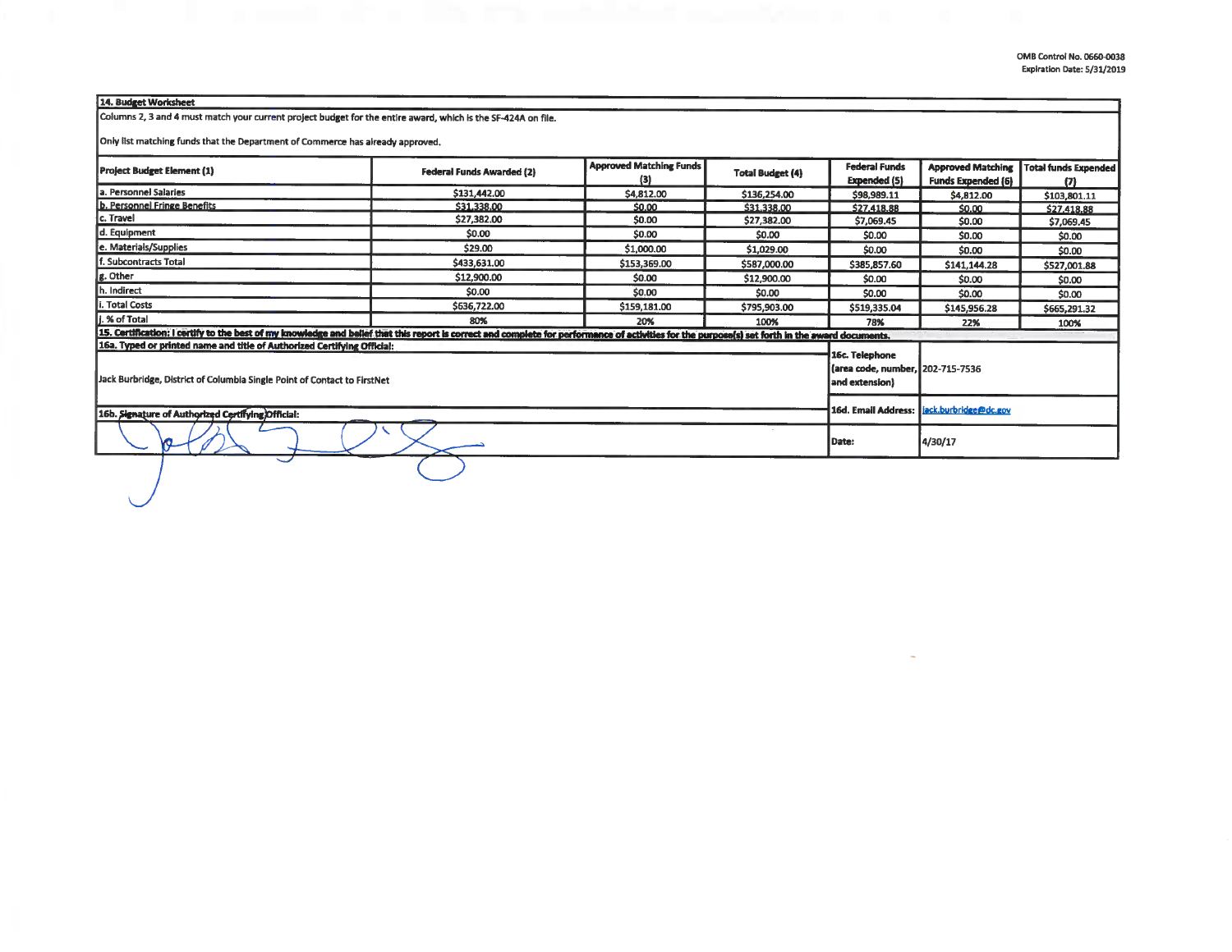OMB Control No. 0660-0038
Expiration Date: 5/31/2019

**14. Budget Worksheet**

Columns 2, 3 and 4 must match your current project budget for the entire award, which is the SF-424A on file.

Only list matching funds that the Department of Commerce has already approved.

| Project Budget Element (1) | Federal Funds Awarded (2) | Approved Matching Funds (3) | Total Budget (4) | Federal Funds Expended (5) | Approved Matching Funds Expended (6) | Total funds Expended (7) |
|---|---|---|---|---|---|---|
| a. Personnel Salaries | $131,442.00 | $4,812.00 | $136,254.00 | $98,989.11 | $4,812.00 | $103,801.11 |
| b. Personnel Fringe Benefits | $31,338.00 | $0.00 | $31,338.00 | $27,418.88 | $0.00 | $27,418.88 |
| c. Travel | $27,382.00 | $0.00 | $27,382.00 | $7,069.45 | $0.00 | $7,069.45 |
| d. Equipment | $0.00 | $0.00 | $0.00 | $0.00 | $0.00 | $0.00 |
| e. Materials/Supplies | $29.00 | $1,000.00 | $1,029.00 | $0.00 | $0.00 | $0.00 |
| f. Subcontracts Total | $433,631.00 | $153,369.00 | $587,000.00 | $385,857.60 | $141,144.28 | $527,001.88 |
| g. Other | $12,900.00 | $0.00 | $12,900.00 | $0.00 | $0.00 | $0.00 |
| h. Indirect | $0.00 | $0.00 | $0.00 | $0.00 | $0.00 | $0.00 |
| i. Total Costs | $636,722.00 | $159,181.00 | $795,903.00 | $519,335.04 | $145,956.28 | $665,291.32 |
| j. % of Total | 80% | 20% | 100% | 78% | 22% | 100% |

**15. Certification: I certify to the best of my knowledge and belief that this report is correct and complete for performance of activities for the purpose(s) set forth in the award documents.**

| | | |
|---|---|---|
| **16a. Typed or printed name and title of Authorized Certifying Official:** Jack Burbridge, District of Columbia Single Point of Contact to FirstNet | **16c. Telephone (area code, number, and extension)** | 202-715-7536 |
| | **16d. Email Address:** | jack.burbridge@dc.gov |
| **16b. Signature of Authorized Certifying Official:** | **Date:** | 4/30/17 |